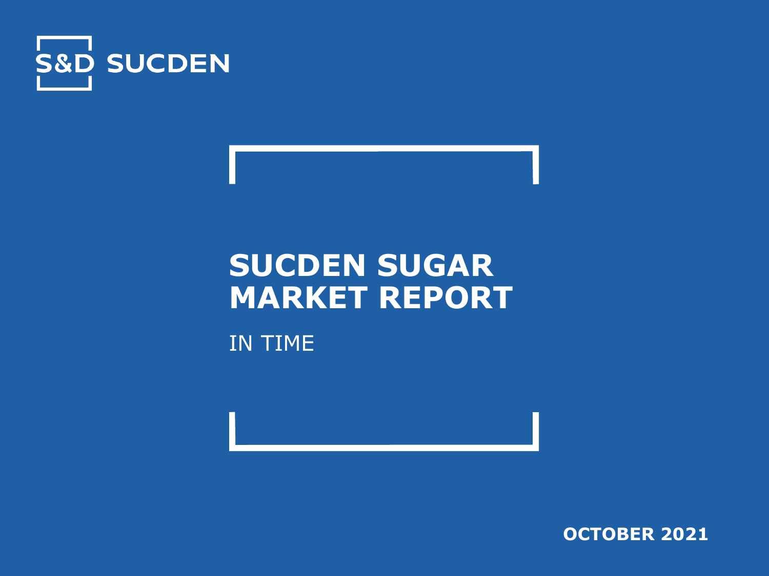S&D SUCDEN

# SUCDEN SUGAR MARKET REPORT

IN TIME

**OCTOBER 2021**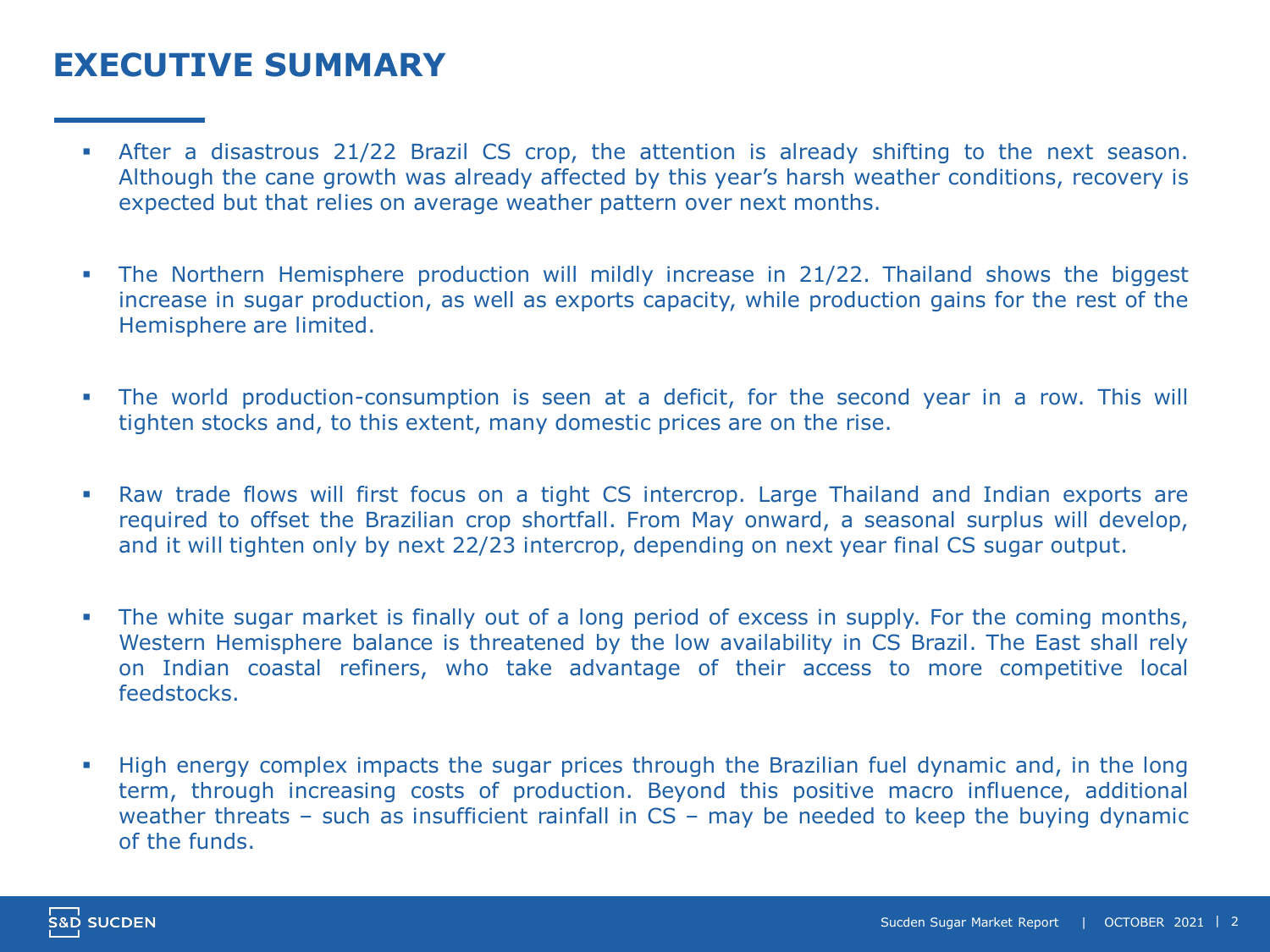# EXECUTIVE SUMMARY

- After a disastrous 21/22 Brazil CS crop, the attention is already shifting to the next season. Although the cane growth was already affected by this year's harsh weather conditions, recovery is expected but that relies on average weather pattern over next months.

- The Northern Hemisphere production will mildly increase in 21/22. Thailand shows the biggest increase in sugar production, as well as exports capacity, while production gains for the rest of the Hemisphere are limited.

- The world production-consumption is seen at a deficit, for the second year in a row. This will tighten stocks and, to this extent, many domestic prices are on the rise.

- Raw trade flows will first focus on a tight CS intercrop. Large Thailand and Indian exports are required to offset the Brazilian crop shortfall. From May onward, a seasonal surplus will develop, and it will tighten only by next 22/23 intercrop, depending on next year final CS sugar output.

- The white sugar market is finally out of a long period of excess in supply. For the coming months, Western Hemisphere balance is threatened by the low availability in CS Brazil. The East shall rely on Indian coastal refiners, who take advantage of their access to more competitive local feedstocks.

- High energy complex impacts the sugar prices through the Brazilian fuel dynamic and, in the long term, through increasing costs of production. Beyond this positive macro influence, additional weather threats – such as insufficient rainfall in CS – may be needed to keep the buying dynamic of the funds.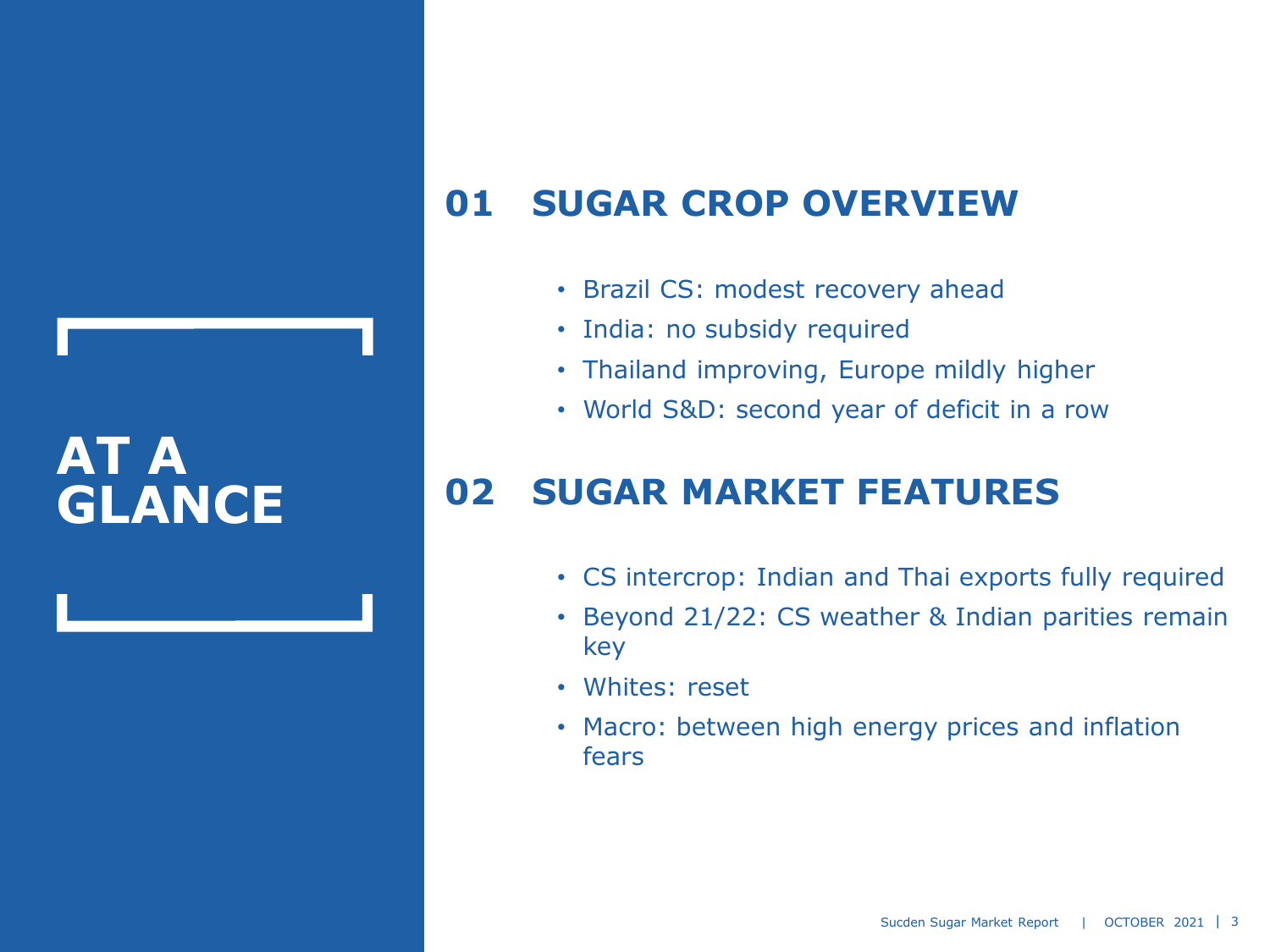# AT A GLANCE

## 01 SUGAR CROP OVERVIEW

- Brazil CS: modest recovery ahead
- India: no subsidy required
- Thailand improving, Europe mildly higher
- World S&D: second year of deficit in a row

## 02 SUGAR MARKET FEATURES

- CS intercrop: Indian and Thai exports fully required
- Beyond 21/22: CS weather & Indian parities remain key
- Whites: reset
- Macro: between high energy prices and inflation fears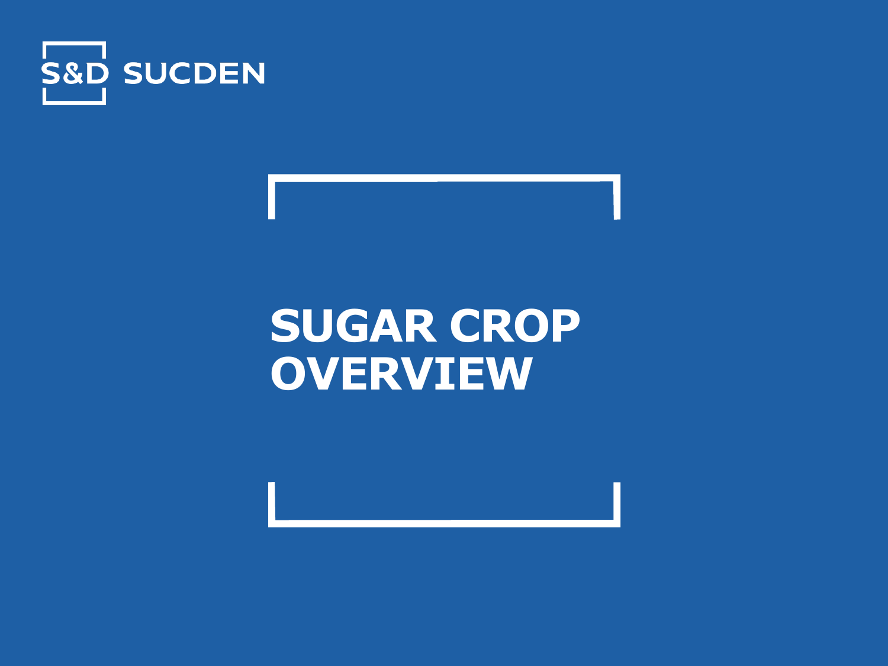S&D SUCDEN

# SUGAR CROP OVERVIEW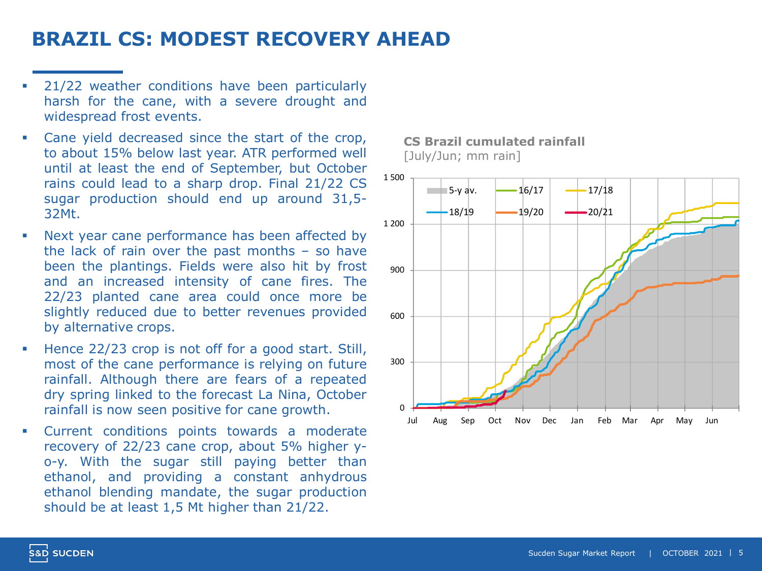# BRAZIL CS: MODEST RECOVERY AHEAD

- 21/22 weather conditions have been particularly harsh for the cane, with a severe drought and widespread frost events.
- Cane yield decreased since the start of the crop, to about 15% below last year. ATR performed well until at least the end of September, but October rains could lead to a sharp drop. Final 21/22 CS sugar production should end up around 31,5-32Mt.
- Next year cane performance has been affected by the lack of rain over the past months – so have been the plantings. Fields were also hit by frost and an increased intensity of cane fires. The 22/23 planted cane area could once more be slightly reduced due to better revenues provided by alternative crops.
- Hence 22/23 crop is not off for a good start. Still, most of the cane performance is relying on future rainfall. Although there are fears of a repeated dry spring linked to the forecast La Nina, October rainfall is now seen positive for cane growth.
- Current conditions points towards a moderate recovery of 22/23 cane crop, about 5% higher y-o-y. With the sugar still paying better than ethanol, and providing a constant anhydrous ethanol blending mandate, the sugar production should be at least 1,5 Mt higher than 21/22.

**CS Brazil cumulated rainfall**
[July/Jun; mm rain]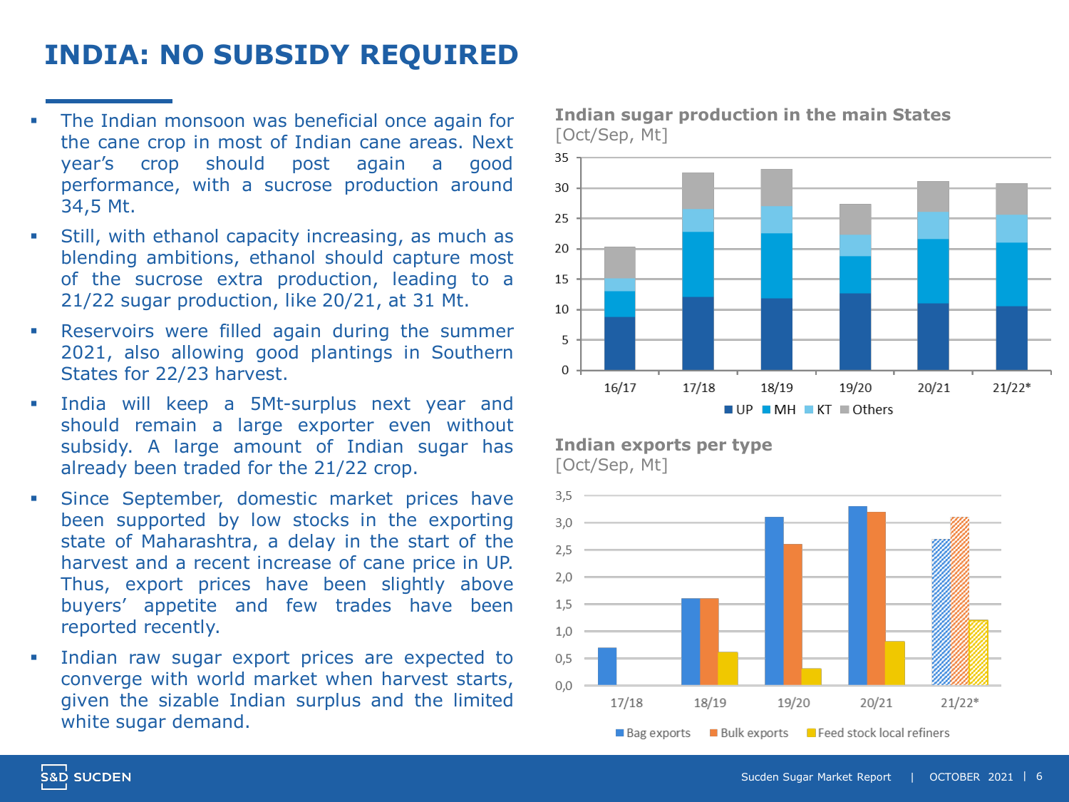# INDIA: NO SUBSIDY REQUIRED

- The Indian monsoon was beneficial once again for the cane crop in most of Indian cane areas. Next year's crop should post again a good performance, with a sucrose production around 34,5 Mt.
- Still, with ethanol capacity increasing, as much as blending ambitions, ethanol should capture most of the sucrose extra production, leading to a 21/22 sugar production, like 20/21, at 31 Mt.
- Reservoirs were filled again during the summer 2021, also allowing good plantings in Southern States for 22/23 harvest.
- India will keep a 5Mt-surplus next year and should remain a large exporter even without subsidy. A large amount of Indian sugar has already been traded for the 21/22 crop.
- Since September, domestic market prices have been supported by low stocks in the exporting state of Maharashtra, a delay in the start of the harvest and a recent increase of cane price in UP. Thus, export prices have been slightly above buyers' appetite and few trades have been reported recently.
- Indian raw sugar export prices are expected to converge with world market when harvest starts, given the sizable Indian surplus and the limited white sugar demand.

**Indian sugar production in the main States**
[Oct/Sep, Mt]

Legend: UP, MH, KT, Others — seasons 16/17, 17/18, 18/19, 19/20, 20/21, 21/22*

**Indian exports per type**
[Oct/Sep, Mt]

Legend: Bag exports, Bulk exports, Feed stock local refiners — seasons 17/18, 18/19, 19/20, 20/21, 21/22*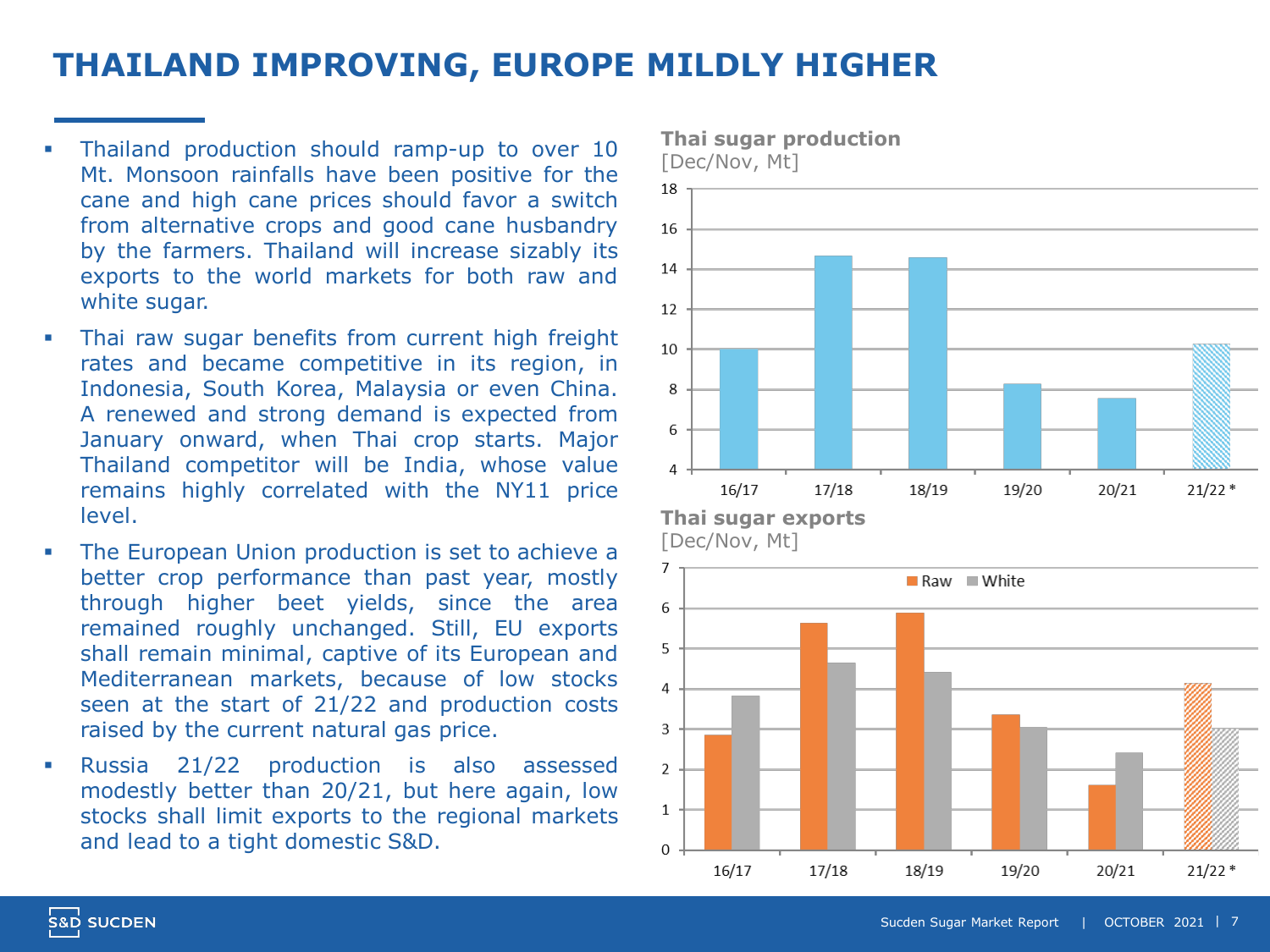# THAILAND IMPROVING, EUROPE MILDLY HIGHER

- Thailand production should ramp-up to over 10 Mt. Monsoon rainfalls have been positive for the cane and high cane prices should favor a switch from alternative crops and good cane husbandry by the farmers. Thailand will increase sizably its exports to the world markets for both raw and white sugar.
- Thai raw sugar benefits from current high freight rates and became competitive in its region, in Indonesia, South Korea, Malaysia or even China. A renewed and strong demand is expected from January onward, when Thai crop starts. Major Thailand competitor will be India, whose value remains highly correlated with the NY11 price level.
- The European Union production is set to achieve a better crop performance than past year, mostly through higher beet yields, since the area remained roughly unchanged. Still, EU exports shall remain minimal, captive of its European and Mediterranean markets, because of low stocks seen at the start of 21/22 and production costs raised by the current natural gas price.
- Russia 21/22 production is also assessed modestly better than 20/21, but here again, low stocks shall limit exports to the regional markets and lead to a tight domestic S&D.

**Thai sugar production**
[Dec/Nov, Mt]

**Thai sugar exports**
[Dec/Nov, Mt]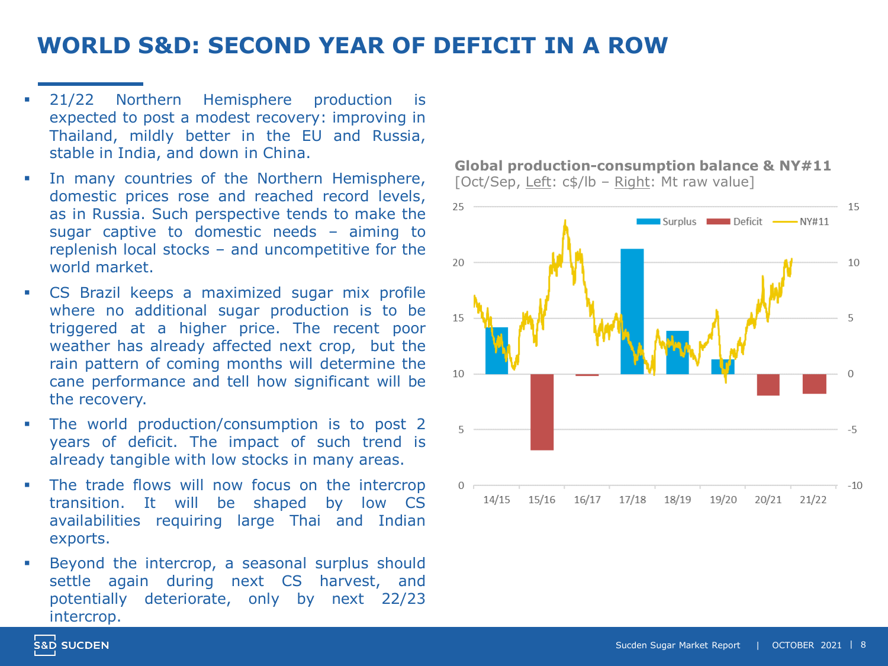# WORLD S&D: SECOND YEAR OF DEFICIT IN A ROW

- 21/22 Northern Hemisphere production is expected to post a modest recovery: improving in Thailand, mildly better in the EU and Russia, stable in India, and down in China.
- In many countries of the Northern Hemisphere, domestic prices rose and reached record levels, as in Russia. Such perspective tends to make the sugar captive to domestic needs – aiming to replenish local stocks – and uncompetitive for the world market.
- CS Brazil keeps a maximized sugar mix profile where no additional sugar production is to be triggered at a higher price. The recent poor weather has already affected next crop, but the rain pattern of coming months will determine the cane performance and tell how significant will be the recovery.
- The world production/consumption is to post 2 years of deficit. The impact of such trend is already tangible with low stocks in many areas.
- The trade flows will now focus on the intercrop transition. It will be shaped by low CS availabilities requiring large Thai and Indian exports.
- Beyond the intercrop, a seasonal surplus should settle again during next CS harvest, and potentially deteriorate, only by next 22/23 intercrop.

**Global production-consumption balance & NY#11**
[Oct/Sep, Left: c$/lb – Right: Mt raw value]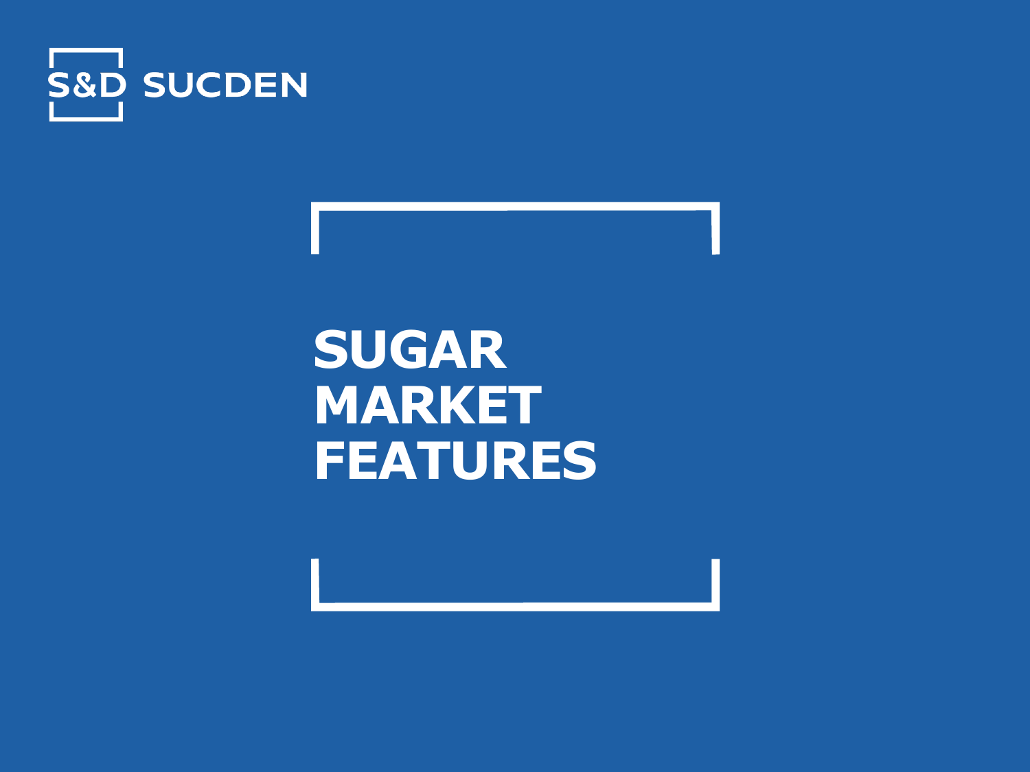S&D SUCDEN

# SUGAR MARKET FEATURES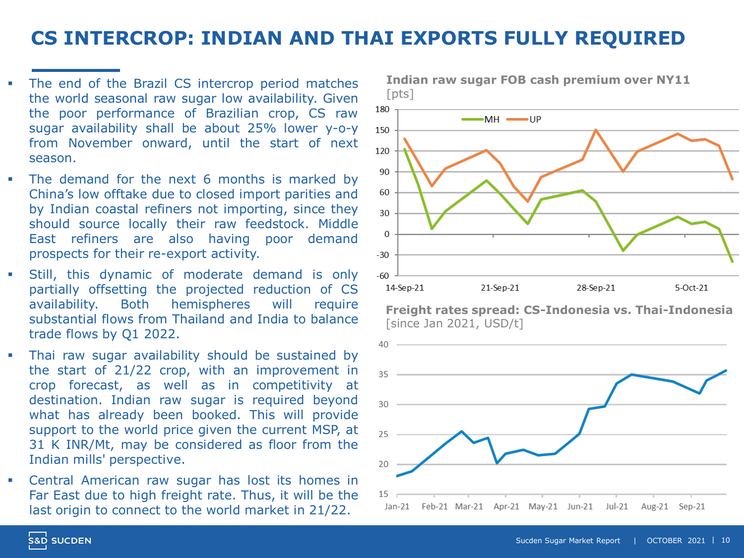# CS INTERCROP: INDIAN AND THAI EXPORTS FULLY REQUIRED

- The end of the Brazil CS intercrop period matches the world seasonal raw sugar low availability. Given the poor performance of Brazilian crop, CS raw sugar availability shall be about 25% lower y-o-y from November onward, until the start of next season.
- The demand for the next 6 months is marked by China's low offtake due to closed import parities and by Indian coastal refiners not importing, since they should source locally their raw feedstock. Middle East refiners are also having poor demand prospects for their re-export activity.
- Still, this dynamic of moderate demand is only partially offsetting the projected reduction of CS availability. Both hemispheres will require substantial flows from Thailand and India to balance trade flows by Q1 2022.
- Thai raw sugar availability should be sustained by the start of 21/22 crop, with an improvement in crop forecast, as well as in competitivity at destination. Indian raw sugar is required beyond what has already been booked. This will provide support to the world price given the current MSP, at 31 K INR/Mt, may be considered as floor from the Indian mills' perspective.
- Central American raw sugar has lost its homes in Far East due to high freight rate. Thus, it will be the last origin to connect to the world market in 21/22.

**Indian raw sugar FOB cash premium over NY11**
[pts]

**Freight rates spread: CS-Indonesia vs. Thai-Indonesia**
[since Jan 2021, USD/t]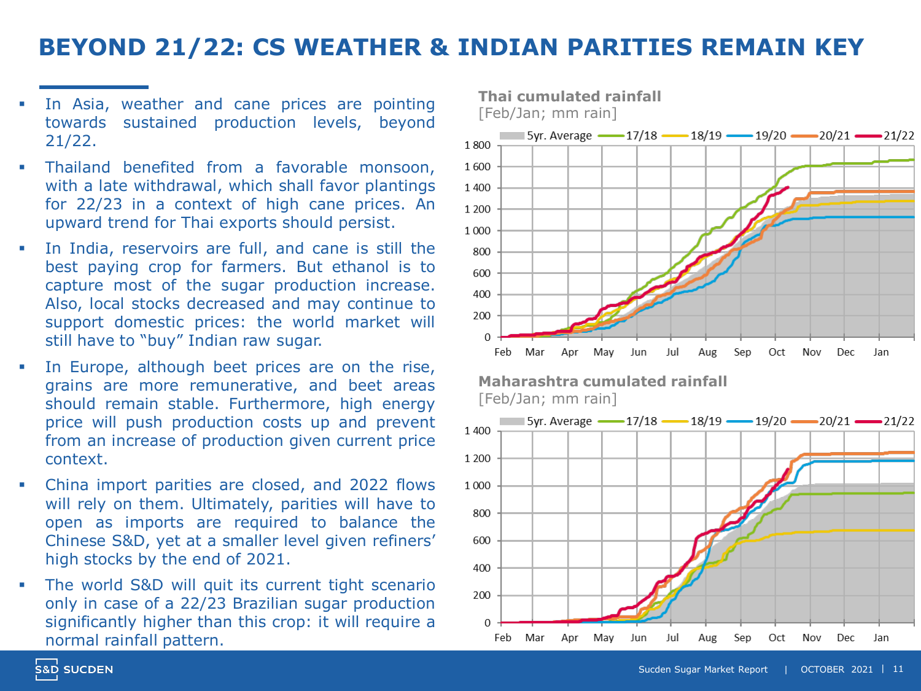# BEYOND 21/22: CS WEATHER & INDIAN PARITIES REMAIN KEY

- In Asia, weather and cane prices are pointing towards sustained production levels, beyond 21/22.
- Thailand benefited from a favorable monsoon, with a late withdrawal, which shall favor plantings for 22/23 in a context of high cane prices. An upward trend for Thai exports should persist.
- In India, reservoirs are full, and cane is still the best paying crop for farmers. But ethanol is to capture most of the sugar production increase. Also, local stocks decreased and may continue to support domestic prices: the world market will still have to "buy" Indian raw sugar.
- In Europe, although beet prices are on the rise, grains are more remunerative, and beet areas should remain stable. Furthermore, high energy price will push production costs up and prevent from an increase of production given current price context.
- China import parities are closed, and 2022 flows will rely on them. Ultimately, parities will have to open as imports are required to balance the Chinese S&D, yet at a smaller level given refiners' high stocks by the end of 2021.
- The world S&D will quit its current tight scenario only in case of a 22/23 Brazilian sugar production significantly higher than this crop: it will require a normal rainfall pattern.

**Thai cumulated rainfall**
[Feb/Jan; mm rain]

**Maharashtra cumulated rainfall**
[Feb/Jan; mm rain]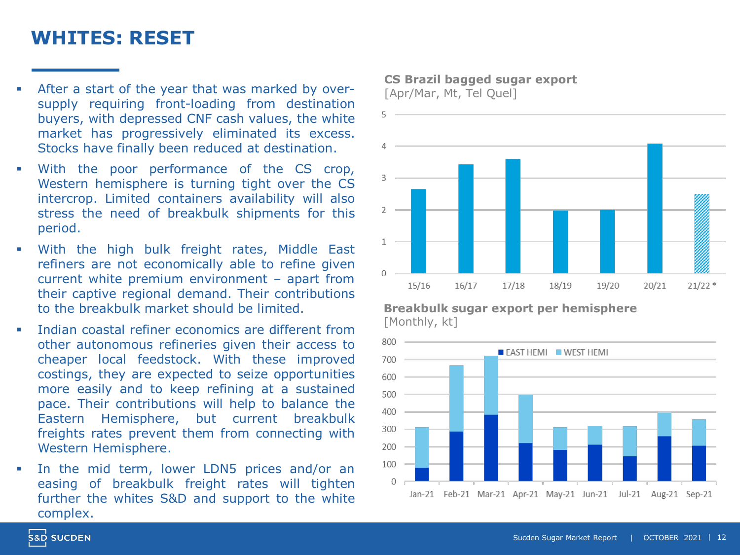# WHITES: RESET

- After a start of the year that was marked by over-supply requiring front-loading from destination buyers, with depressed CNF cash values, the white market has progressively eliminated its excess. Stocks have finally been reduced at destination.
- With the poor performance of the CS crop, Western hemisphere is turning tight over the CS intercrop. Limited containers availability will also stress the need of breakbulk shipments for this period.
- With the high bulk freight rates, Middle East refiners are not economically able to refine given current white premium environment – apart from their captive regional demand. Their contributions to the breakbulk market should be limited.
- Indian coastal refiner economics are different from other autonomous refineries given their access to cheaper local feedstock. With these improved costings, they are expected to seize opportunities more easily and to keep refining at a sustained pace. Their contributions will help to balance the Eastern Hemisphere, but current breakbulk freights rates prevent them from connecting with Western Hemisphere.
- In the mid term, lower LDN5 prices and/or an easing of breakbulk freight rates will tighten further the whites S&D and support to the white complex.

**CS Brazil bagged sugar export**
[Apr/Mar, Mt, Tel Quel]

**Breakbulk sugar export per hemisphere**
[Monthly, kt]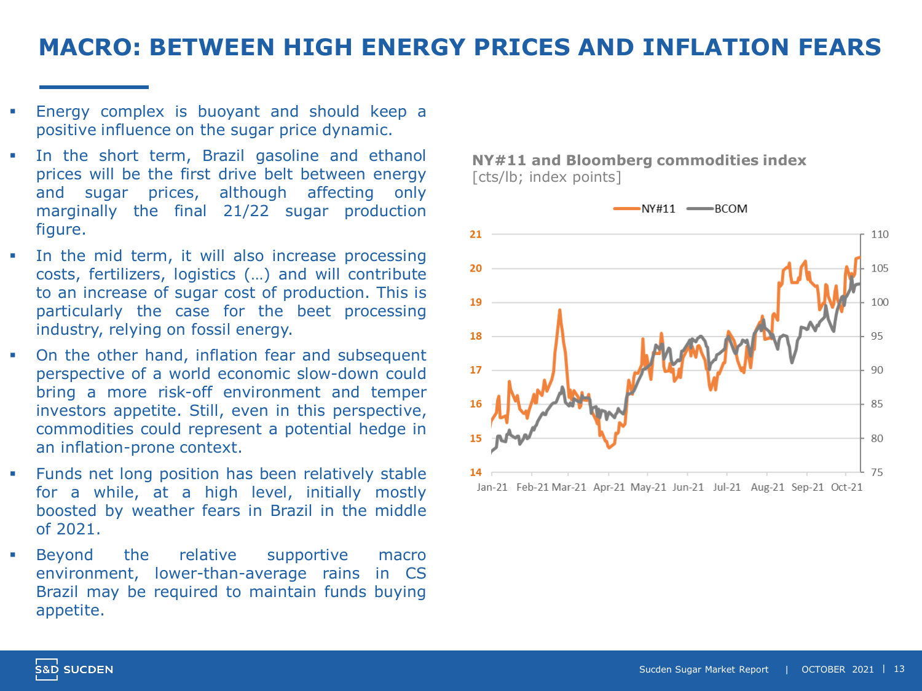# MACRO: BETWEEN HIGH ENERGY PRICES AND INFLATION FEARS

- Energy complex is buoyant and should keep a positive influence on the sugar price dynamic.
- In the short term, Brazil gasoline and ethanol prices will be the first drive belt between energy and sugar prices, although affecting only marginally the final 21/22 sugar production figure.
- In the mid term, it will also increase processing costs, fertilizers, logistics (…) and will contribute to an increase of sugar cost of production. This is particularly the case for the beet processing industry, relying on fossil energy.
- On the other hand, inflation fear and subsequent perspective of a world economic slow-down could bring a more risk-off environment and temper investors appetite. Still, even in this perspective, commodities could represent a potential hedge in an inflation-prone context.
- Funds net long position has been relatively stable for a while, at a high level, initially mostly boosted by weather fears in Brazil in the middle of 2021.
- Beyond the relative supportive macro environment, lower-than-average rains in CS Brazil may be required to maintain funds buying appetite.

**NY#11 and Bloomberg commodities index**
[cts/lb; index points]

NY#11 — BCOM

Left axis: 14–21; Right axis: 75–110; Jan-21 to Oct-21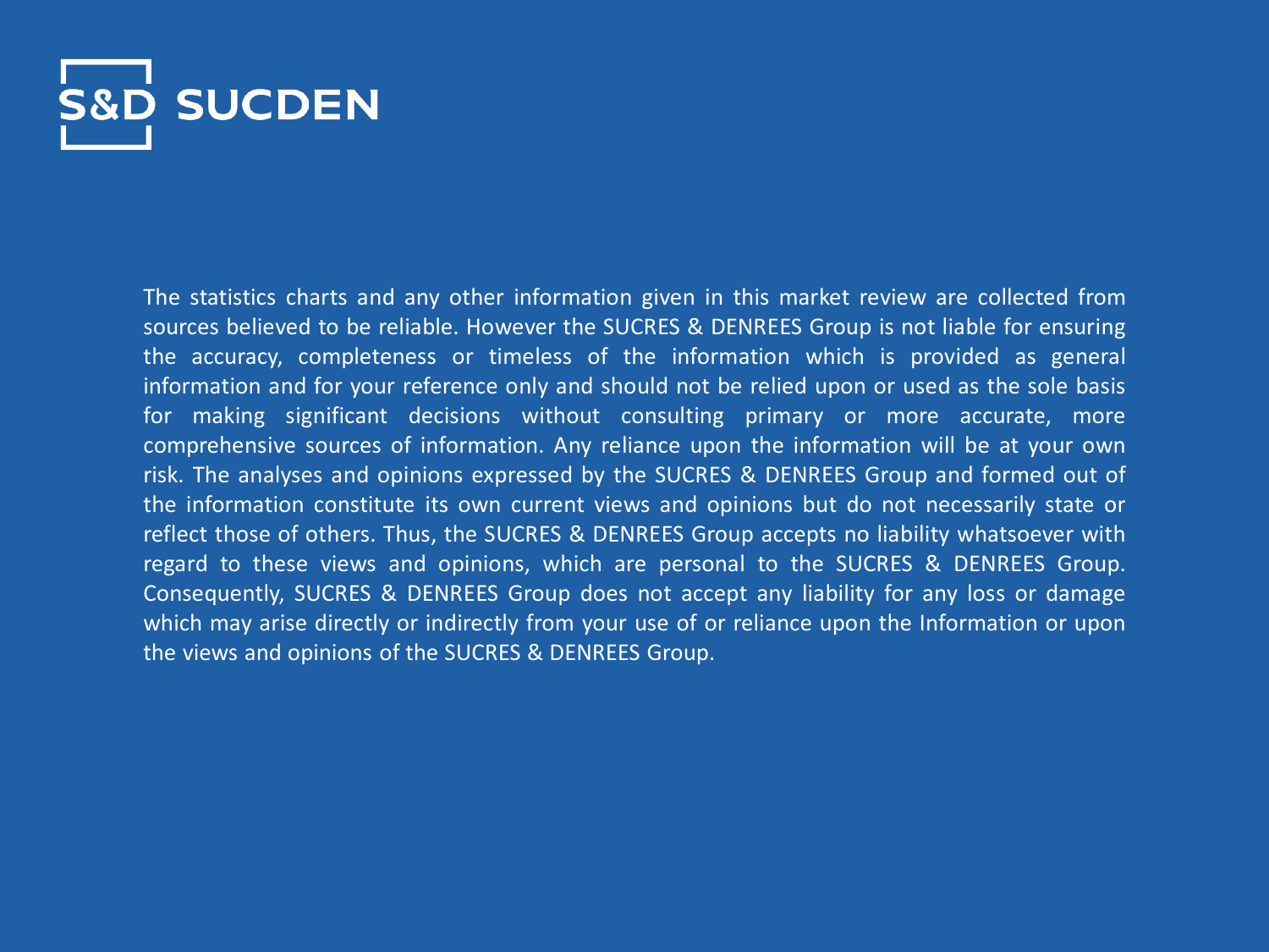S&D SUCDEN

The statistics charts and any other information given in this market review are collected from sources believed to be reliable. However the SUCRES & DENREES Group is not liable for ensuring the accuracy, completeness or timeless of the information which is provided as general information and for your reference only and should not be relied upon or used as the sole basis for making significant decisions without consulting primary or more accurate, more comprehensive sources of information. Any reliance upon the information will be at your own risk. The analyses and opinions expressed by the SUCRES & DENREES Group and formed out of the information constitute its own current views and opinions but do not necessarily state or reflect those of others. Thus, the SUCRES & DENREES Group accepts no liability whatsoever with regard to these views and opinions, which are personal to the SUCRES & DENREES Group. Consequently, SUCRES & DENREES Group does not accept any liability for any loss or damage which may arise directly or indirectly from your use of or reliance upon the Information or upon the views and opinions of the SUCRES & DENREES Group.